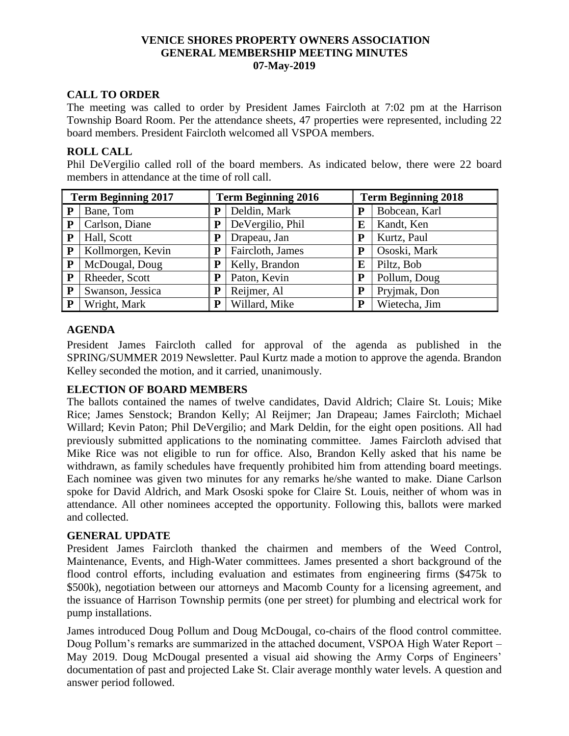# VENICE SHORES PROPERTY OWNERS ASSOCIATION
# GENERAL MEMBERSHIP MEETING MINUTES
# 07-May-2019

## CALL TO ORDER

The meeting was called to order by President James Faircloth at 7:02 pm at the Harrison Township Board Room. Per the attendance sheets, 47 properties were represented, including 22 board members. President Faircloth welcomed all VSPOA members.

## ROLL CALL

Phil DeVergilio called roll of the board members. As indicated below, there were 22 board members in attendance at the time of roll call.

| Term Beginning 2017 | | Term Beginning 2016 | | Term Beginning 2018 | |
|---|---|---|---|---|---|
| **P** | Bane, Tom | **P** | Deldin, Mark | **P** | Bobcean, Karl |
| **P** | Carlson, Diane | **P** | DeVergilio, Phil | **E** | Kandt, Ken |
| **P** | Hall, Scott | **P** | Drapeau, Jan | **P** | Kurtz, Paul |
| **P** | Kollmorgen, Kevin | **P** | Faircloth, James | **P** | Ososki, Mark |
| **P** | McDougal, Doug | **P** | Kelly, Brandon | **E** | Piltz, Bob |
| **P** | Rheeder, Scott | **P** | Paton, Kevin | **P** | Pollum, Doug |
| **P** | Swanson, Jessica | **P** | Reijmer, Al | **P** | Pryjmak, Don |
| **P** | Wright, Mark | **P** | Willard, Mike | **P** | Wietecha, Jim |

## AGENDA

President James Faircloth called for approval of the agenda as published in the SPRING/SUMMER 2019 Newsletter. Paul Kurtz made a motion to approve the agenda. Brandon Kelley seconded the motion, and it carried, unanimously.

## ELECTION OF BOARD MEMBERS

The ballots contained the names of twelve candidates, David Aldrich; Claire St. Louis; Mike Rice; James Senstock; Brandon Kelly; Al Reijmer; Jan Drapeau; James Faircloth; Michael Willard; Kevin Paton; Phil DeVergilio; and Mark Deldin, for the eight open positions. All had previously submitted applications to the nominating committee. James Faircloth advised that Mike Rice was not eligible to run for office. Also, Brandon Kelly asked that his name be withdrawn, as family schedules have frequently prohibited him from attending board meetings. Each nominee was given two minutes for any remarks he/she wanted to make. Diane Carlson spoke for David Aldrich, and Mark Ososki spoke for Claire St. Louis, neither of whom was in attendance. All other nominees accepted the opportunity. Following this, ballots were marked and collected.

## GENERAL UPDATE

President James Faircloth thanked the chairmen and members of the Weed Control, Maintenance, Events, and High-Water committees. James presented a short background of the flood control efforts, including evaluation and estimates from engineering firms ($475k to $500k), negotiation between our attorneys and Macomb County for a licensing agreement, and the issuance of Harrison Township permits (one per street) for plumbing and electrical work for pump installations.

James introduced Doug Pollum and Doug McDougal, co-chairs of the flood control committee. Doug Pollum's remarks are summarized in the attached document, VSPOA High Water Report – May 2019. Doug McDougal presented a visual aid showing the Army Corps of Engineers' documentation of past and projected Lake St. Clair average monthly water levels. A question and answer period followed.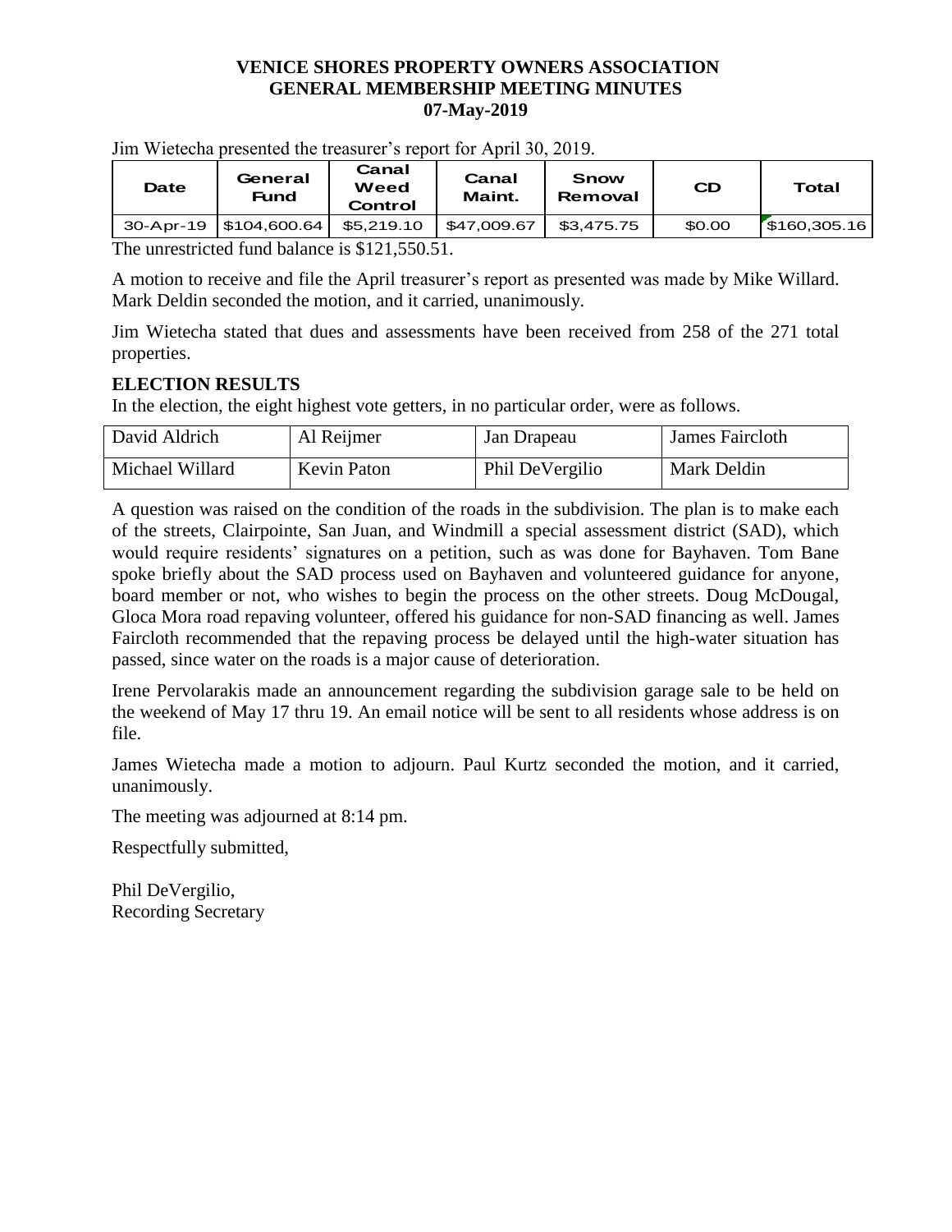**VENICE SHORES PROPERTY OWNERS ASSOCIATION**
**GENERAL MEMBERSHIP MEETING MINUTES**
**07-May-2019**

Jim Wietecha presented the treasurer's report for April 30, 2019.

| Date | General Fund | Canal Weed Control | Canal Maint. | Snow Removal | CD | Total |
|---|---|---|---|---|---|---|
| 30-Apr-19 | $104,600.64 | $5,219.10 | $47,009.67 | $3,475.75 | $0.00 | $160,305.16 |

The unrestricted fund balance is $121,550.51.

A motion to receive and file the April treasurer's report as presented was made by Mike Willard. Mark Deldin seconded the motion, and it carried, unanimously.

Jim Wietecha stated that dues and assessments have been received from 258 of the 271 total properties.

**ELECTION RESULTS**

In the election, the eight highest vote getters, in no particular order, were as follows.

| | | | |
|---|---|---|---|
| David Aldrich | Al Reijmer | Jan Drapeau | James Faircloth |
| Michael Willard | Kevin Paton | Phil DeVergilio | Mark Deldin |

A question was raised on the condition of the roads in the subdivision. The plan is to make each of the streets, Clairpointe, San Juan, and Windmill a special assessment district (SAD), which would require residents' signatures on a petition, such as was done for Bayhaven. Tom Bane spoke briefly about the SAD process used on Bayhaven and volunteered guidance for anyone, board member or not, who wishes to begin the process on the other streets. Doug McDougal, Gloca Mora road repaving volunteer, offered his guidance for non-SAD financing as well. James Faircloth recommended that the repaving process be delayed until the high-water situation has passed, since water on the roads is a major cause of deterioration.

Irene Pervolarakis made an announcement regarding the subdivision garage sale to be held on the weekend of May 17 thru 19. An email notice will be sent to all residents whose address is on file.

James Wietecha made a motion to adjourn. Paul Kurtz seconded the motion, and it carried, unanimously.

The meeting was adjourned at 8:14 pm.

Respectfully submitted,

Phil DeVergilio,
Recording Secretary